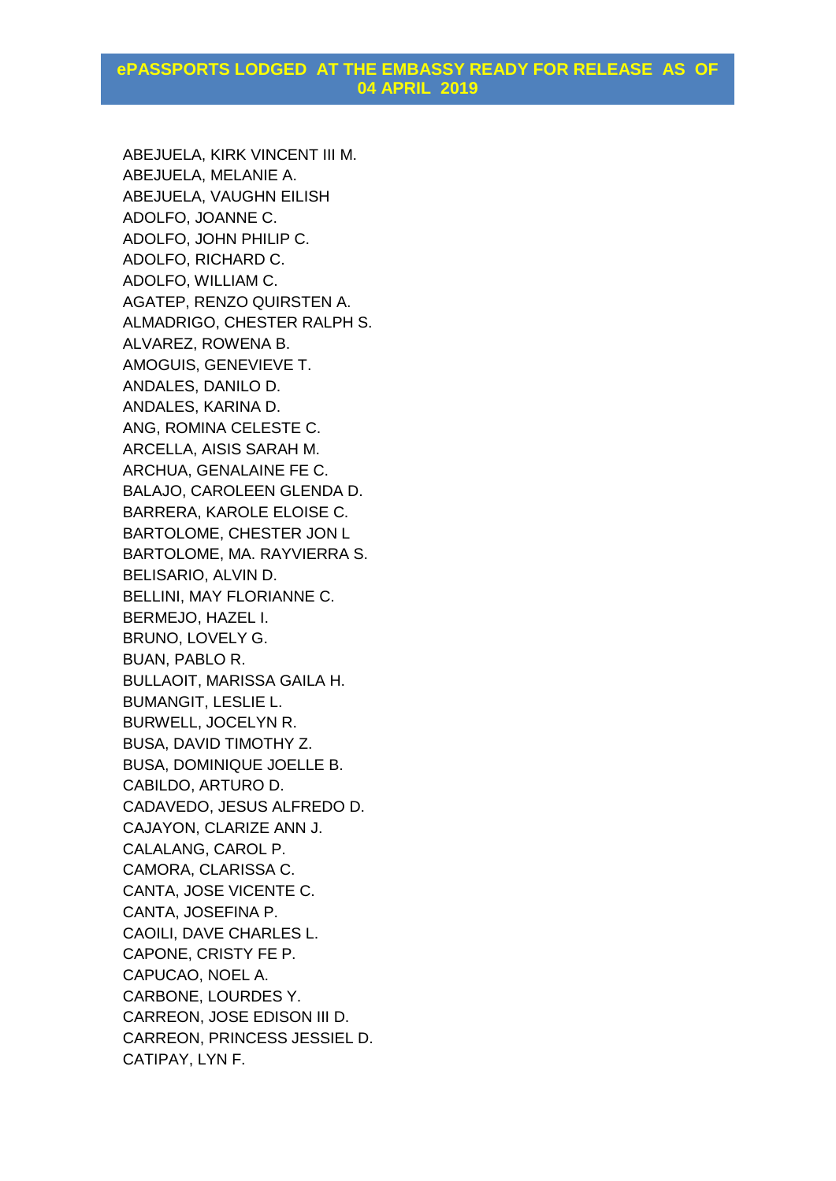# ePASSPORTS LODGED AT THE EMBASSY READY FOR RELEASE AS OF 04 APRIL 2019

ABEJUELA, KIRK VINCENT III M.
ABEJUELA, MELANIE A.
ABEJUELA, VAUGHN EILISH
ADOLFO, JOANNE C.
ADOLFO, JOHN PHILIP C.
ADOLFO, RICHARD C.
ADOLFO, WILLIAM C.
AGATEP, RENZO QUIRSTEN A.
ALMADRIGO, CHESTER RALPH S.
ALVAREZ, ROWENA B.
AMOGUIS, GENEVIEVE T.
ANDALES, DANILO D.
ANDALES, KARINA D.
ANG, ROMINA CELESTE C.
ARCELLA, AISIS SARAH M.
ARCHUA, GENALAINE FE C.
BALAJO, CAROLEEN GLENDA D.
BARRERA, KAROLE ELOISE C.
BARTOLOME, CHESTER JON L
BARTOLOME, MA. RAYVIERRA S.
BELISARIO, ALVIN D.
BELLINI, MAY FLORIANNE C.
BERMEJO, HAZEL I.
BRUNO, LOVELY G.
BUAN, PABLO R.
BULLAOIT, MARISSA GAILA H.
BUMANGIT, LESLIE L.
BURWELL, JOCELYN R.
BUSA, DAVID TIMOTHY Z.
BUSA, DOMINIQUE JOELLE B.
CABILDO, ARTURO D.
CADAVEDO, JESUS ALFREDO D.
CAJAYON, CLARIZE ANN J.
CALALANG, CAROL P.
CAMORA, CLARISSA C.
CANTA, JOSE VICENTE C.
CANTA, JOSEFINA P.
CAOILI, DAVE CHARLES L.
CAPONE, CRISTY FE P.
CAPUCAO, NOEL A.
CARBONE, LOURDES Y.
CARREON, JOSE EDISON III D.
CARREON, PRINCESS JESSIEL D.
CATIPAY, LYN F.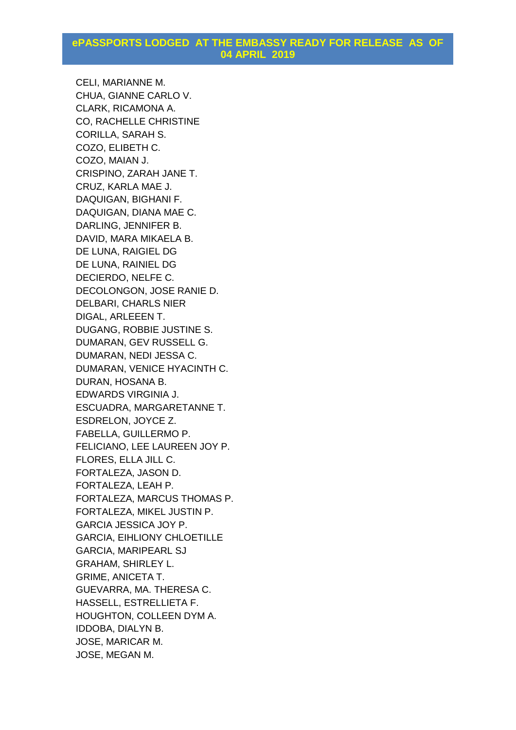## ePASSPORTS LODGED AT THE EMBASSY READY FOR RELEASE AS OF 04 APRIL 2019

CELI, MARIANNE M.
CHUA, GIANNE CARLO V.
CLARK, RICAMONA A.
CO, RACHELLE CHRISTINE
CORILLA, SARAH S.
COZO, ELIBETH C.
COZO, MAIAN J.
CRISPINO, ZARAH JANE T.
CRUZ, KARLA MAE J.
DAQUIGAN, BIGHANI F.
DAQUIGAN, DIANA MAE C.
DARLING, JENNIFER B.
DAVID, MARA MIKAELA B.
DE LUNA, RAIGIEL DG
DE LUNA, RAINIEL DG
DECIERDO, NELFE C.
DECOLONGON, JOSE RANIE D.
DELBARI, CHARLS NIER
DIGAL, ARLEEEN T.
DUGANG, ROBBIE JUSTINE S.
DUMARAN, GEV RUSSELL G.
DUMARAN, NEDI JESSA C.
DUMARAN, VENICE HYACINTH C.
DURAN, HOSANA B.
EDWARDS VIRGINIA J.
ESCUADRA, MARGARETANNE T.
ESDRELON, JOYCE Z.
FABELLA, GUILLERMO P.
FELICIANO, LEE LAUREEN JOY P.
FLORES, ELLA JILL C.
FORTALEZA, JASON D.
FORTALEZA, LEAH P.
FORTALEZA, MARCUS THOMAS P.
FORTALEZA, MIKEL JUSTIN P.
GARCIA JESSICA JOY P.
GARCIA, EIHLIONY CHLOETILLE
GARCIA, MARIPEARL SJ
GRAHAM, SHIRLEY L.
GRIME, ANICETA T.
GUEVARRA, MA. THERESA C.
HASSELL, ESTRELLIETA F.
HOUGHTON, COLLEEN DYM A.
IDDOBA, DIALYN B.
JOSE, MARICAR M.
JOSE, MEGAN M.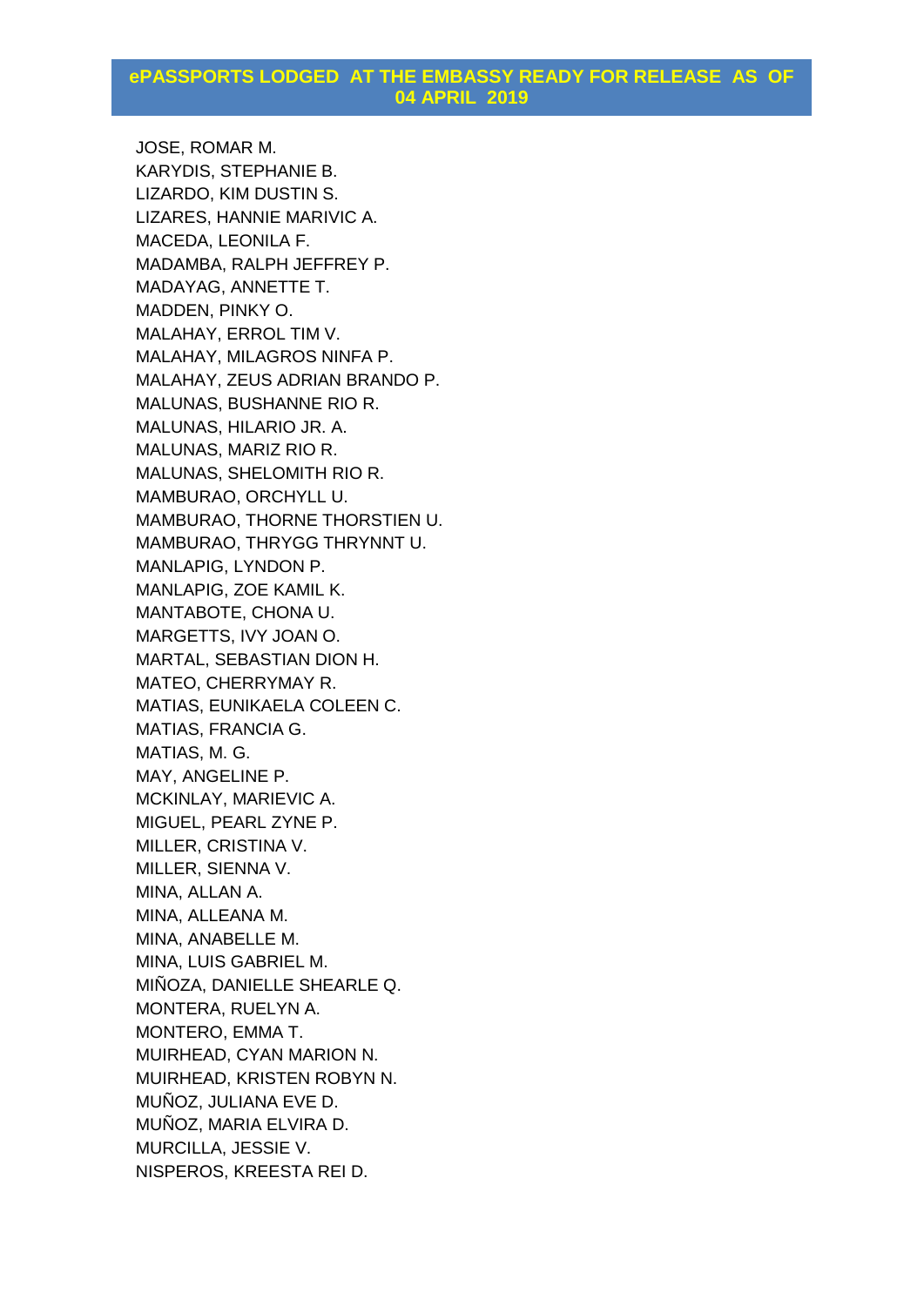## ePASSPORTS LODGED AT THE EMBASSY READY FOR RELEASE AS OF 04 APRIL 2019

JOSE, ROMAR M.
KARYDIS, STEPHANIE B.
LIZARDO, KIM DUSTIN S.
LIZARES, HANNIE MARIVIC A.
MACEDA, LEONILA F.
MADAMBA, RALPH JEFFREY P.
MADAYAG, ANNETTE T.
MADDEN, PINKY O.
MALAHAY, ERROL TIM V.
MALAHAY, MILAGROS NINFA P.
MALAHAY, ZEUS ADRIAN BRANDO P.
MALUNAS, BUSHANNE RIO R.
MALUNAS, HILARIO JR. A.
MALUNAS, MARIZ RIO R.
MALUNAS, SHELOMITH RIO R.
MAMBURAO, ORCHYLL U.
MAMBURAO, THORNE THORSTIEN U.
MAMBURAO, THRYGG THRYNNT U.
MANLAPIG, LYNDON P.
MANLAPIG, ZOE KAMIL K.
MANTABOTE, CHONA U.
MARGETTS, IVY JOAN O.
MARTAL, SEBASTIAN DION H.
MATEO, CHERRYMAY R.
MATIAS, EUNIKAELA COLEEN C.
MATIAS, FRANCIA G.
MATIAS, M. G.
MAY, ANGELINE P.
MCKINLAY, MARIEVIC A.
MIGUEL, PEARL ZYNE P.
MILLER, CRISTINA V.
MILLER, SIENNA V.
MINA, ALLAN A.
MINA, ALLEANA M.
MINA, ANABELLE M.
MINA, LUIS GABRIEL M.
MIÑOZA, DANIELLE SHEARLE Q.
MONTERA, RUELYN A.
MONTERO, EMMA T.
MUIRHEAD, CYAN MARION N.
MUIRHEAD, KRISTEN ROBYN N.
MUÑOZ, JULIANA EVE D.
MUÑOZ, MARIA ELVIRA D.
MURCILLA, JESSIE V.
NISPEROS, KREESTA REI D.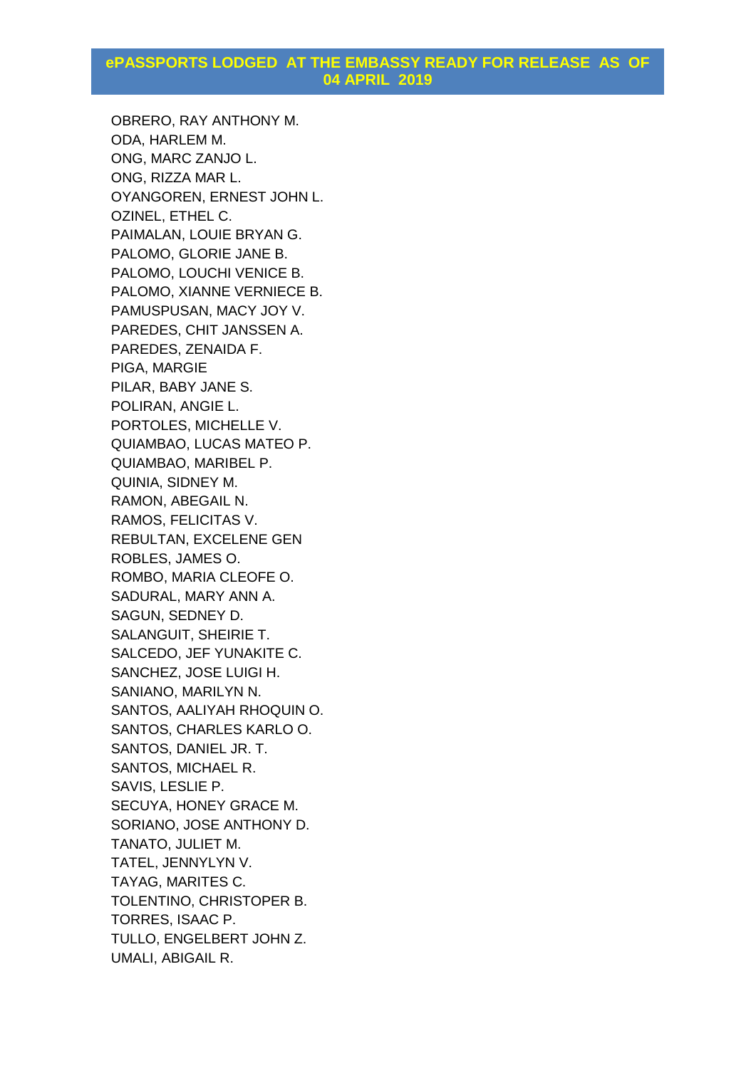## ePASSPORTS LODGED AT THE EMBASSY READY FOR RELEASE AS OF 04 APRIL 2019

OBRERO, RAY ANTHONY M.
ODA, HARLEM M.
ONG, MARC ZANJO L.
ONG, RIZZA MAR L.
OYANGOREN, ERNEST JOHN L.
OZINEL, ETHEL C.
PAIMALAN, LOUIE BRYAN G.
PALOMO, GLORIE JANE B.
PALOMO, LOUCHI VENICE B.
PALOMO, XIANNE VERNIECE B.
PAMUSPUSAN, MACY JOY V.
PAREDES, CHIT JANSSEN A.
PAREDES, ZENAIDA F.
PIGA, MARGIE
PILAR, BABY JANE S.
POLIRAN, ANGIE L.
PORTOLES, MICHELLE V.
QUIAMBAO, LUCAS MATEO P.
QUIAMBAO, MARIBEL P.
QUINIA, SIDNEY M.
RAMON, ABEGAIL N.
RAMOS, FELICITAS V.
REBULTAN, EXCELENE GEN
ROBLES, JAMES O.
ROMBO, MARIA CLEOFE O.
SADURAL, MARY ANN A.
SAGUN, SEDNEY D.
SALANGUIT, SHEIRIE T.
SALCEDO, JEF YUNAKITE C.
SANCHEZ, JOSE LUIGI H.
SANIANO, MARILYN N.
SANTOS, AALIYAH RHOQUIN O.
SANTOS, CHARLES KARLO O.
SANTOS, DANIEL JR. T.
SANTOS, MICHAEL R.
SAVIS, LESLIE P.
SECUYA, HONEY GRACE M.
SORIANO, JOSE ANTHONY D.
TANATO, JULIET M.
TATEL, JENNYLYN V.
TAYAG, MARITES C.
TOLENTINO, CHRISTOPER B.
TORRES, ISAAC P.
TULLO, ENGELBERT JOHN Z.
UMALI, ABIGAIL R.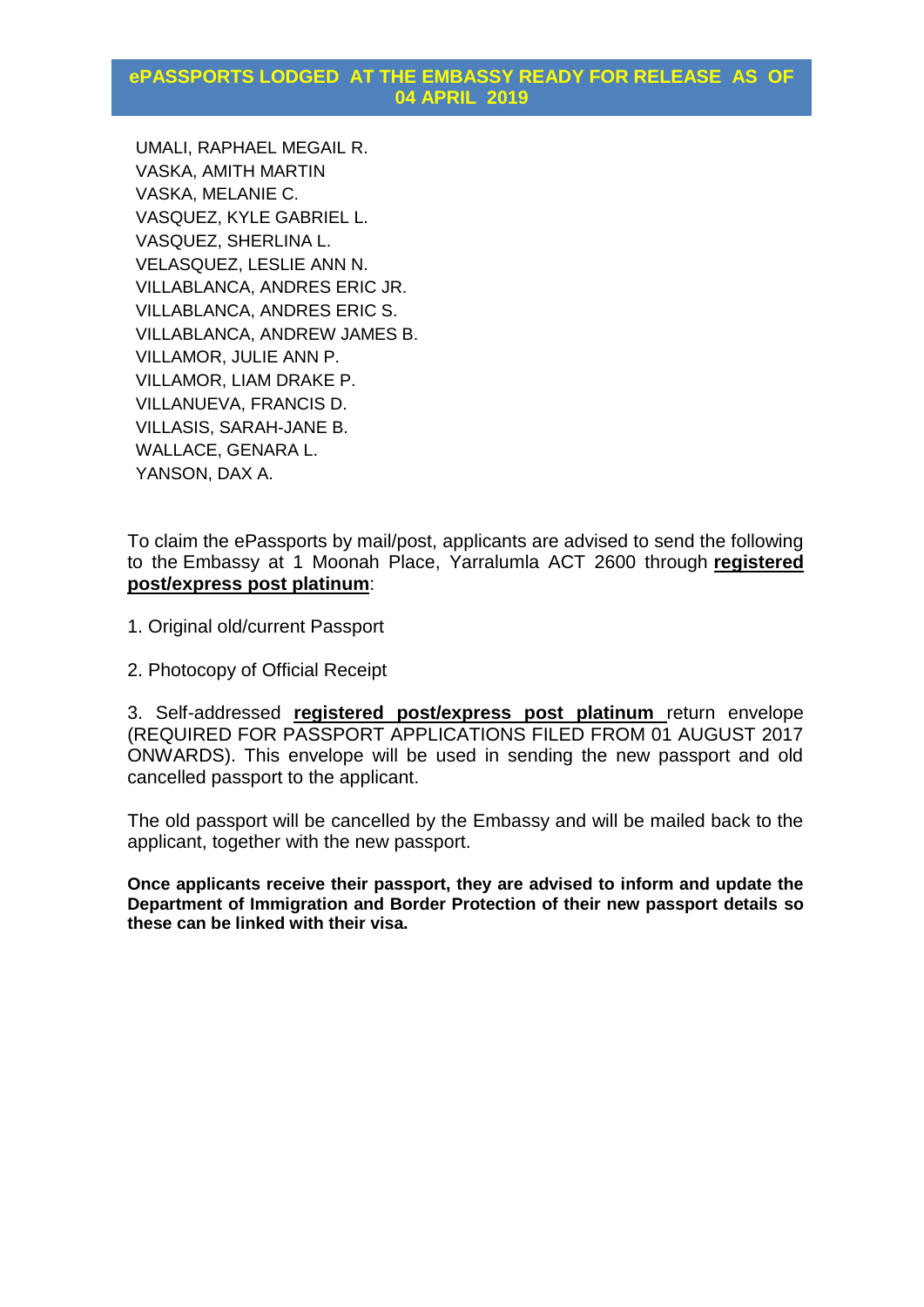## ePASSPORTS LODGED AT THE EMBASSY READY FOR RELEASE AS OF 04 APRIL 2019

UMALI, RAPHAEL MEGAIL R.
VASKA, AMITH MARTIN
VASKA, MELANIE C.
VASQUEZ, KYLE GABRIEL L.
VASQUEZ, SHERLINA L.
VELASQUEZ, LESLIE ANN N.
VILLABLANCA, ANDRES ERIC JR.
VILLABLANCA, ANDRES ERIC S.
VILLABLANCA, ANDREW JAMES B.
VILLAMOR, JULIE ANN P.
VILLAMOR, LIAM DRAKE P.
VILLANUEVA, FRANCIS D.
VILLASIS, SARAH-JANE B.
WALLACE, GENARA L.
YANSON, DAX A.

To claim the ePassports by mail/post, applicants are advised to send the following to the Embassy at 1 Moonah Place, Yarralumla ACT 2600 through **registered post/express post platinum**:

1. Original old/current Passport

2. Photocopy of Official Receipt

3. Self-addressed **registered post/express post platinum** return envelope (REQUIRED FOR PASSPORT APPLICATIONS FILED FROM 01 AUGUST 2017 ONWARDS). This envelope will be used in sending the new passport and old cancelled passport to the applicant.

The old passport will be cancelled by the Embassy and will be mailed back to the applicant, together with the new passport.

**Once applicants receive their passport, they are advised to inform and update the Department of Immigration and Border Protection of their new passport details so these can be linked with their visa.**